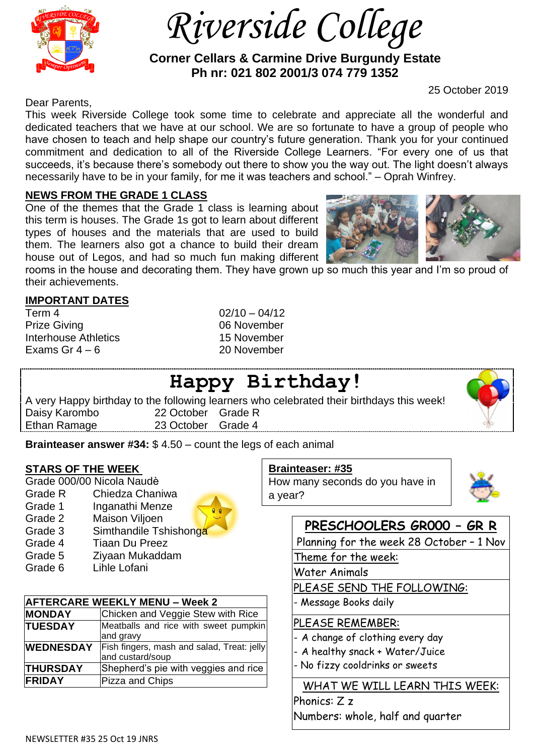# Riverside College

**Corner Cellars & Carmine Drive Burgundy Estate**
**Ph nr: 021 802 2001/3 074 779 1352**

25 October 2019

Dear Parents,

This week Riverside College took some time to celebrate and appreciate all the wonderful and dedicated teachers that we have at our school. We are so fortunate to have a group of people who have chosen to teach and help shape our country's future generation. Thank you for your continued commitment and dedication to all of the Riverside College Learners. "For every one of us that succeeds, it's because there's somebody out there to show you the way out. The light doesn't always necessarily have to be in your family, for me it was teachers and school." – Oprah Winfrey.

## NEWS FROM THE GRADE 1 CLASS

One of the themes that the Grade 1 class is learning about this term is houses. The Grade 1s got to learn about different types of houses and the materials that are used to build them. The learners also got a chance to build their dream house out of Legos, and had so much fun making different rooms in the house and decorating them. They have grown up so much this year and I'm so proud of their achievements.

## IMPORTANT DATES

| | |
|---|---|
| Term 4 | 02/10 – 04/12 |
| Prize Giving | 06 November |
| Interhouse Athletics | 15 November |
| Exams Gr 4 – 6 | 20 November |

## Happy Birthday!

A very Happy birthday to the following learners who celebrated their birthdays this week!

| | | |
|---|---|---|
| Daisy Karombo | 22 October | Grade R |
| Ethan Ramage | 23 October | Grade 4 |

**Brainteaser answer #34:** $ 4.50 – count the legs of each animal

## STARS OF THE WEEK

Grade 000/00 Nicola Naudè

| | |
|---|---|
| Grade R | Chiedza Chaniwa |
| Grade 1 | Inganathi Menze |
| Grade 2 | Maison Viljoen |
| Grade 3 | Simthandile Tshishonga |
| Grade 4 | Tiaan Du Preez |
| Grade 5 | Ziyaan Mukaddam |
| Grade 6 | Lihle Lofani |

**Brainteaser: #35**

How many seconds do you have in a year?

| AFTERCARE WEEKLY MENU – Week 2 | |
|---|---|
| **MONDAY** | Chicken and Veggie Stew with Rice |
| **TUESDAY** | Meatballs and rice with sweet pumpkin and gravy |
| **WEDNESDAY** | Fish fingers, mash and salad, Treat: jelly and custard/soup |
| **THURSDAY** | Shepherd's pie with veggies and rice |
| **FRIDAY** | Pizza and Chips |

## PRESCHOOLERS GR000 – GR R

Planning for the week 28 October – 1 Nov

Theme for the week:

Water Animals

PLEASE SEND THE FOLLOWING:

- Message Books daily

PLEASE REMEMBER:

- A change of clothing every day
- A healthy snack + Water/Juice
- No fizzy cooldrinks or sweets

WHAT WE WILL LEARN THIS WEEK:

Phonics: Z z

Numbers: whole, half and quarter

NEWSLETTER #35 25 Oct 19 JNRS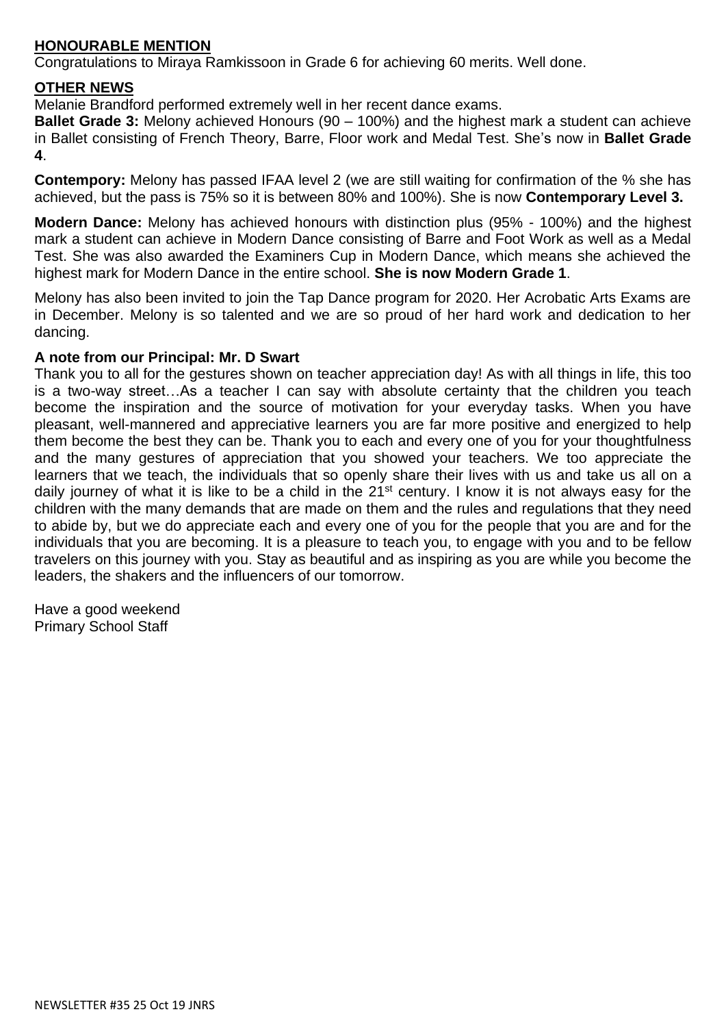**HONOURABLE MENTION**

Congratulations to Miraya Ramkissoon in Grade 6 for achieving 60 merits. Well done.

**OTHER NEWS**

Melanie Brandford performed extremely well in her recent dance exams.

**Ballet Grade 3:** Melony achieved Honours (90 – 100%) and the highest mark a student can achieve in Ballet consisting of French Theory, Barre, Floor work and Medal Test. She's now in **Ballet Grade 4**.

**Contempory:** Melony has passed IFAA level 2 (we are still waiting for confirmation of the % she has achieved, but the pass is 75% so it is between 80% and 100%). She is now **Contemporary Level 3.**

**Modern Dance:** Melony has achieved honours with distinction plus (95% - 100%) and the highest mark a student can achieve in Modern Dance consisting of Barre and Foot Work as well as a Medal Test. She was also awarded the Examiners Cup in Modern Dance, which means she achieved the highest mark for Modern Dance in the entire school. **She is now Modern Grade 1**.

Melony has also been invited to join the Tap Dance program for 2020. Her Acrobatic Arts Exams are in December. Melony is so talented and we are so proud of her hard work and dedication to her dancing.

**A note from our Principal: Mr. D Swart**

Thank you to all for the gestures shown on teacher appreciation day! As with all things in life, this too is a two-way street…As a teacher I can say with absolute certainty that the children you teach become the inspiration and the source of motivation for your everyday tasks. When you have pleasant, well-mannered and appreciative learners you are far more positive and energized to help them become the best they can be. Thank you to each and every one of you for your thoughtfulness and the many gestures of appreciation that you showed your teachers. We too appreciate the learners that we teach, the individuals that so openly share their lives with us and take us all on a daily journey of what it is like to be a child in the 21st century. I know it is not always easy for the children with the many demands that are made on them and the rules and regulations that they need to abide by, but we do appreciate each and every one of you for the people that you are and for the individuals that you are becoming. It is a pleasure to teach you, to engage with you and to be fellow travelers on this journey with you. Stay as beautiful and as inspiring as you are while you become the leaders, the shakers and the influencers of our tomorrow.

Have a good weekend
Primary School Staff